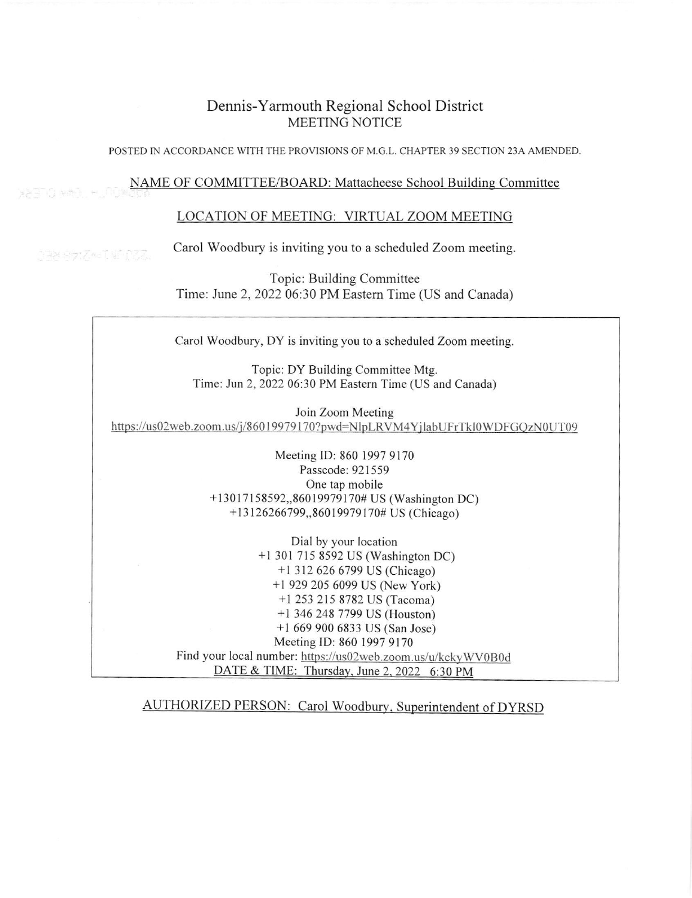# Dennis-Yarmouth Regional School District

## MEETING NOTICE

POSTED IN ACCORDANCE WITH THE PROVISIONS OF M.G.L. CHAPTER 39 SECTION 23A AMENDED.

NAME OF COMMITTEE/BOARD: Mattacheese School Building Committee

LOCATION OF MEETING: VIRTUAL ZOOM MEETING

Carol Woodbury is inviting you to a scheduled Zoom meeting.

Topic: Building Committee
Time: June 2, 2022 06:30 PM Eastern Time (US and Canada)

---

Carol Woodbury, DY is inviting you to a scheduled Zoom meeting.

Topic: DY Building Committee Mtg.
Time: Jun 2, 2022 06:30 PM Eastern Time (US and Canada)

Join Zoom Meeting
https://us02web.zoom.us/j/86019979170?pwd=NlpLRVM4YjlabUFrTkl0WDFGQzN0UT09

Meeting ID: 860 1997 9170
Passcode: 921559
One tap mobile
+13017158592,,86019979170# US (Washington DC)
+13126266799,,86019979170# US (Chicago)

Dial by your location
+1 301 715 8592 US (Washington DC)
+1 312 626 6799 US (Chicago)
+1 929 205 6099 US (New York)
+1 253 215 8782 US (Tacoma)
+1 346 248 7799 US (Houston)
+1 669 900 6833 US (San Jose)
Meeting ID: 860 1997 9170
Find your local number: https://us02web.zoom.us/u/kckyWV0B0d
DATE & TIME: Thursday, June 2, 2022 6:30 PM

---

AUTHORIZED PERSON: Carol Woodbury, Superintendent of DYRSD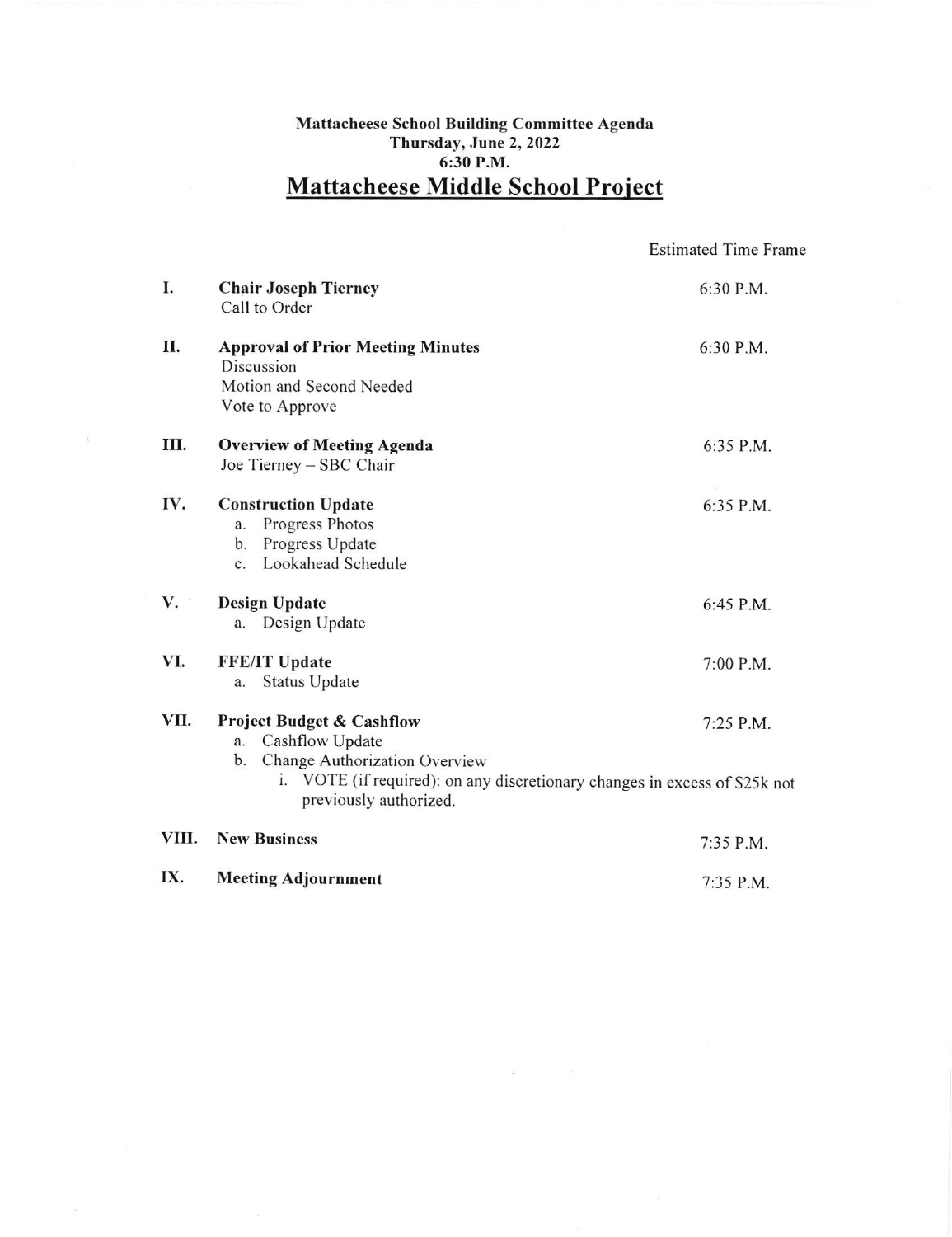**Mattacheese School Building Committee Agenda**
**Thursday, June 2, 2022**
**6:30 P.M.**

# Mattacheese Middle School Project

| | | Estimated Time Frame |
|---|---|---|
| I. | **Chair Joseph Tierney**<br>Call to Order | 6:30 P.M. |
| II. | **Approval of Prior Meeting Minutes**<br>Discussion<br>Motion and Second Needed<br>Vote to Approve | 6:30 P.M. |
| III. | **Overview of Meeting Agenda**<br>Joe Tierney – SBC Chair | 6:35 P.M. |
| IV. | **Construction Update**<br>a. Progress Photos<br>b. Progress Update<br>c. Lookahead Schedule | 6:35 P.M. |
| V. | **Design Update**<br>a. Design Update | 6:45 P.M. |
| VI. | **FFE/IT Update**<br>a. Status Update | 7:00 P.M. |
| VII. | **Project Budget & Cashflow**<br>a. Cashflow Update<br>b. Change Authorization Overview<br>i. VOTE (if required): on any discretionary changes in excess of $25k not previously authorized. | 7:25 P.M. |
| VIII. | **New Business** | 7:35 P.M. |
| IX. | **Meeting Adjournment** | 7:35 P.M. |